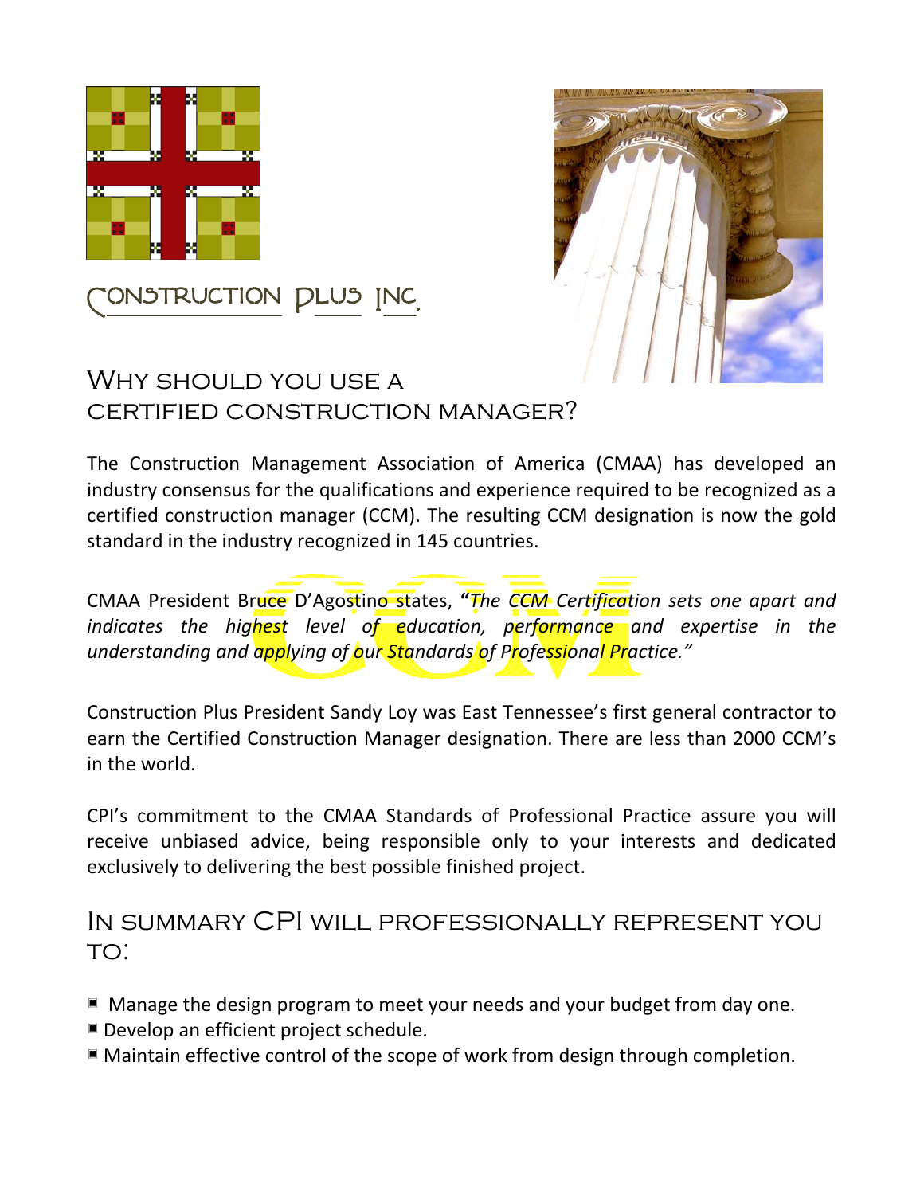# Construction Plus Inc.

## Why should you use a certified construction manager?

The Construction Management Association of America (CMAA) has developed an industry consensus for the qualifications and experience required to be recognized as a certified construction manager (CCM). The resulting CCM designation is now the gold standard in the industry recognized in 145 countries.

CMAA President Bruce D'Agostino states, ***"The CCM Certification sets one apart and indicates the highest level of education, performance and expertise in the understanding and applying of our Standards of Professional Practice."***

Construction Plus President Sandy Loy was East Tennessee's first general contractor to earn the Certified Construction Manager designation. There are less than 2000 CCM's in the world.

CPI's commitment to the CMAA Standards of Professional Practice assure you will receive unbiased advice, being responsible only to your interests and dedicated exclusively to delivering the best possible finished project.

## In summary CPI will professionally represent you to:

- Manage the design program to meet your needs and your budget from day one.
- Develop an efficient project schedule.
- Maintain effective control of the scope of work from design through completion.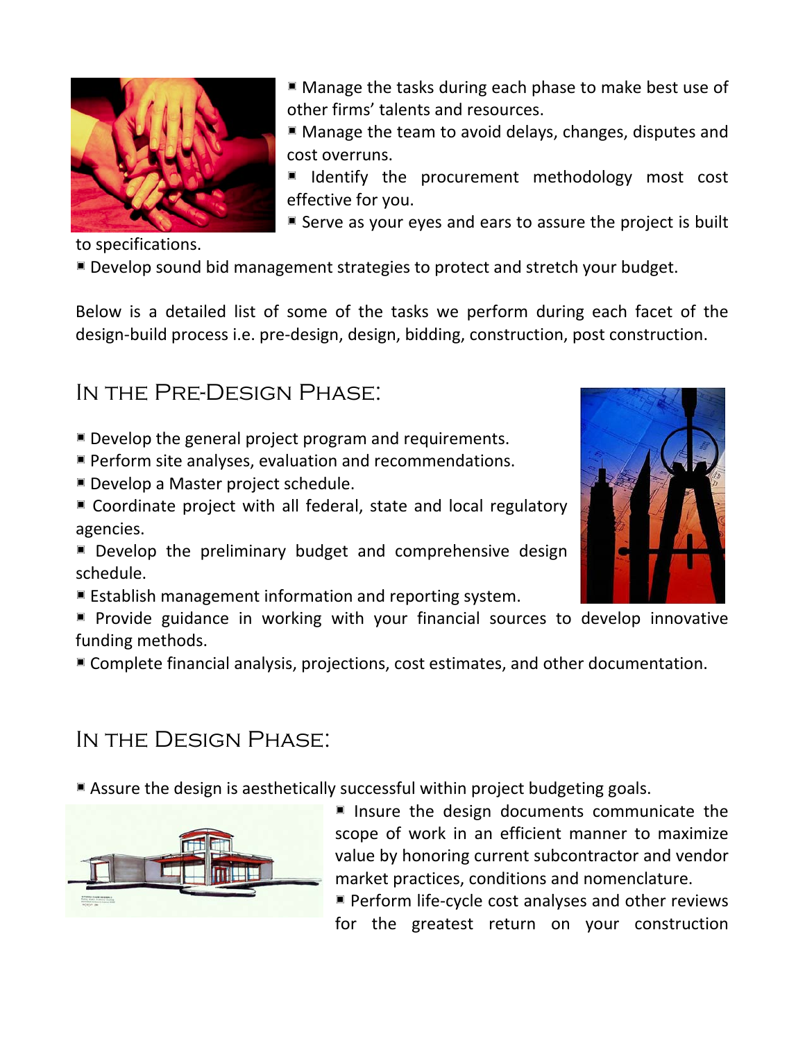- Manage the tasks during each phase to make best use of other firms' talents and resources.
- Manage the team to avoid delays, changes, disputes and cost overruns.
- Identify the procurement methodology most cost effective for you.
- Serve as your eyes and ears to assure the project is built to specifications.
- Develop sound bid management strategies to protect and stretch your budget.

Below is a detailed list of some of the tasks we perform during each facet of the design-build process i.e. pre-design, design, bidding, construction, post construction.

## In the Pre-Design Phase:

- Develop the general project program and requirements.
- Perform site analyses, evaluation and recommendations.
- Develop a Master project schedule.
- Coordinate project with all federal, state and local regulatory agencies.
- Develop the preliminary budget and comprehensive design schedule.
- Establish management information and reporting system.
- Provide guidance in working with your financial sources to develop innovative funding methods.
- Complete financial analysis, projections, cost estimates, and other documentation.

## In the Design Phase:

- Assure the design is aesthetically successful within project budgeting goals.
- Insure the design documents communicate the scope of work in an efficient manner to maximize value by honoring current subcontractor and vendor market practices, conditions and nomenclature.
- Perform life-cycle cost analyses and other reviews for the greatest return on your construction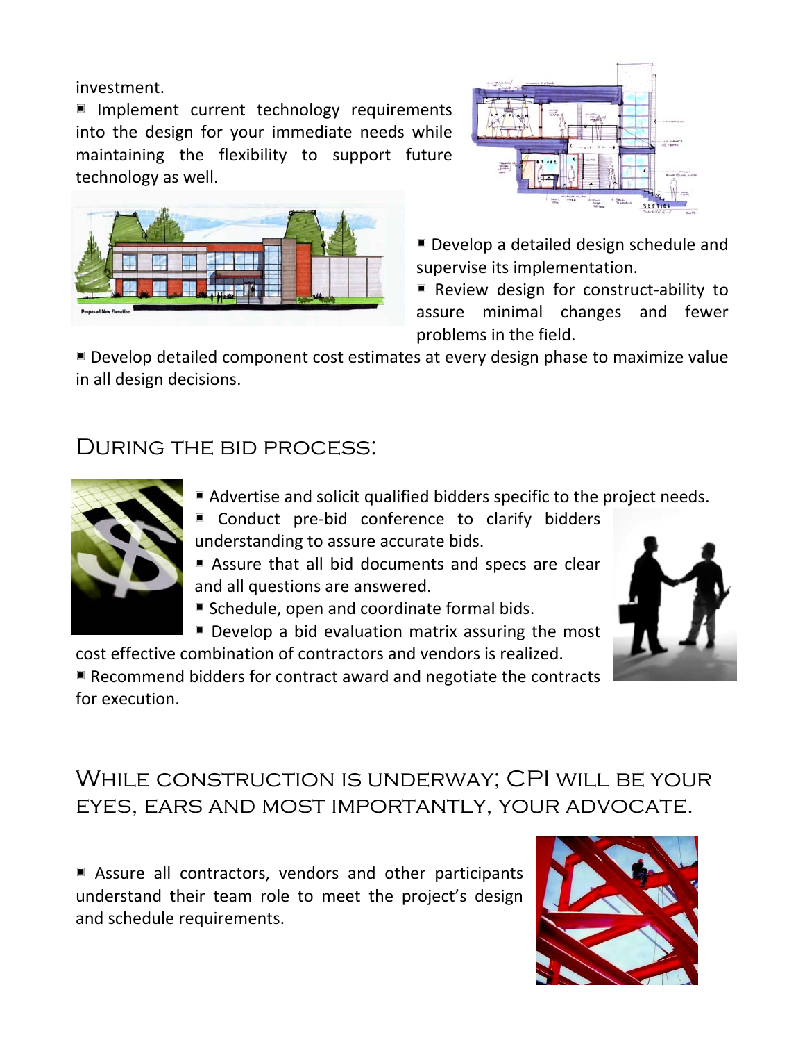investment.

- Implement current technology requirements into the design for your immediate needs while maintaining the flexibility to support future technology as well.
- Develop a detailed design schedule and supervise its implementation.
- Review design for construct-ability to assure minimal changes and fewer problems in the field.
- Develop detailed component cost estimates at every design phase to maximize value in all design decisions.

## During the bid process:

- Advertise and solicit qualified bidders specific to the project needs.
- Conduct pre-bid conference to clarify bidders understanding to assure accurate bids.
- Assure that all bid documents and specs are clear and all questions are answered.
- Schedule, open and coordinate formal bids.
- Develop a bid evaluation matrix assuring the most cost effective combination of contractors and vendors is realized.
- Recommend bidders for contract award and negotiate the contracts for execution.

## While construction is underway; CPI will be your eyes, ears and most importantly, your advocate.

- Assure all contractors, vendors and other participants understand their team role to meet the project's design and schedule requirements.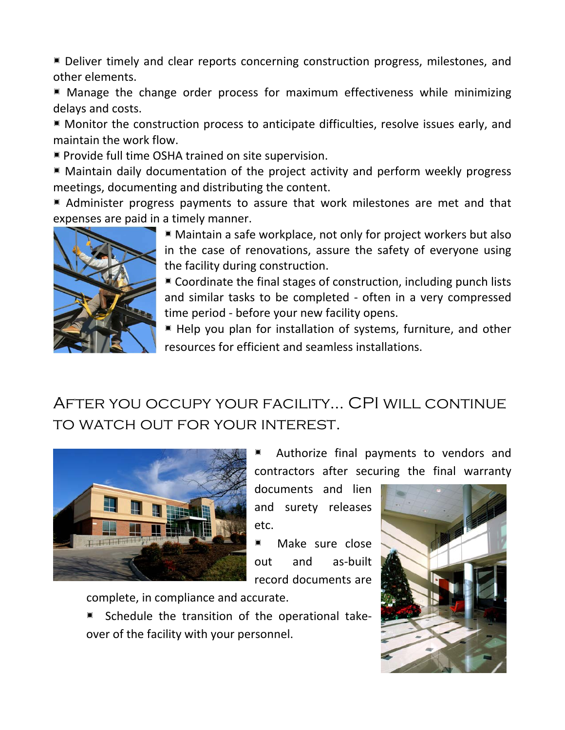- Deliver timely and clear reports concerning construction progress, milestones, and other elements.
- Manage the change order process for maximum effectiveness while minimizing delays and costs.
- Monitor the construction process to anticipate difficulties, resolve issues early, and maintain the work flow.
- Provide full time OSHA trained on site supervision.
- Maintain daily documentation of the project activity and perform weekly progress meetings, documenting and distributing the content.
- Administer progress payments to assure that work milestones are met and that expenses are paid in a timely manner.
- Maintain a safe workplace, not only for project workers but also in the case of renovations, assure the safety of everyone using the facility during construction.
- Coordinate the final stages of construction, including punch lists and similar tasks to be completed - often in a very compressed time period - before your new facility opens.
- Help you plan for installation of systems, furniture, and other resources for efficient and seamless installations.

## After you occupy your facility... CPI will continue to watch out for your interest.

- Authorize final payments to vendors and contractors after securing the final warranty documents and lien and surety releases etc.
- Make sure close out and as-built record documents are complete, in compliance and accurate.
- Schedule the transition of the operational take-over of the facility with your personnel.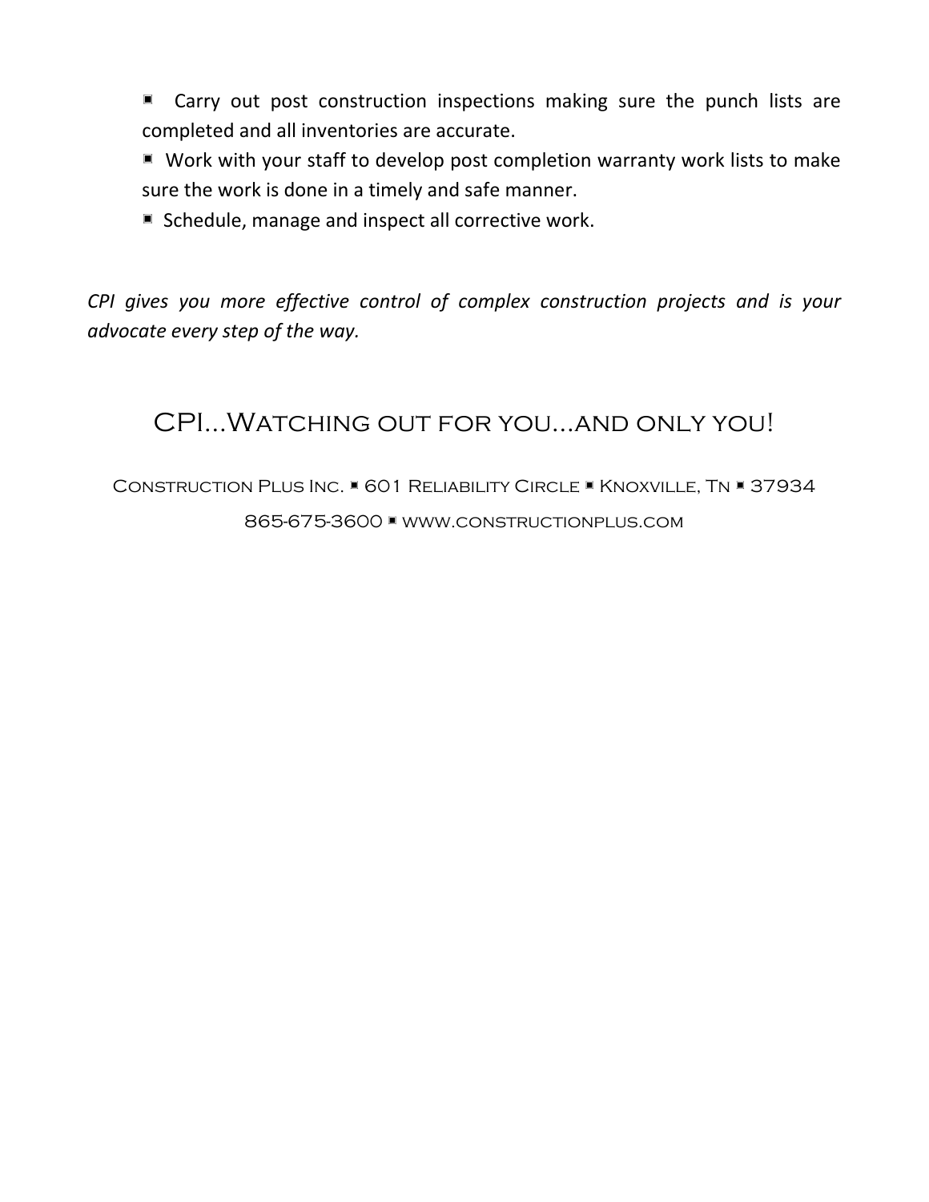- Carry out post construction inspections making sure the punch lists are completed and all inventories are accurate.
- Work with your staff to develop post completion warranty work lists to make sure the work is done in a timely and safe manner.
- Schedule, manage and inspect all corrective work.

*CPI gives you more effective control of complex construction projects and is your advocate every step of the way.*

## CPI...Watching out for you...and only you!

Construction Plus Inc. ▪ 601 Reliability Circle ▪ Knoxville, Tn ▪ 37934

865-675-3600 ▪ www.constructionplus.com